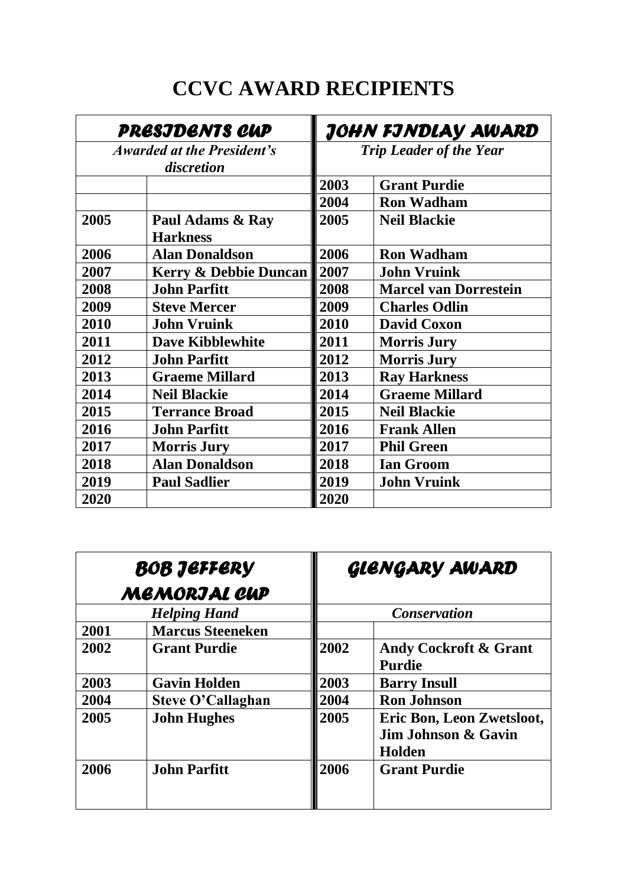# CCVC AWARD RECIPIENTS

| *PRESIDENTS CUP* | | *JOHN FINDLAY AWARD* | |
|---|---|---|---|
| *Awarded at the President's discretion* | | *Trip Leader of the Year* | |
| | | **2003** | **Grant Purdie** |
| | | **2004** | **Ron Wadham** |
| **2005** | **Paul Adams & Ray Harkness** | **2005** | **Neil Blackie** |
| **2006** | **Alan Donaldson** | **2006** | **Ron Wadham** |
| **2007** | **Kerry & Debbie Duncan** | **2007** | **John Vruink** |
| **2008** | **John Parfitt** | **2008** | **Marcel van Dorrestein** |
| **2009** | **Steve Mercer** | **2009** | **Charles Odlin** |
| **2010** | **John Vruink** | **2010** | **David Coxon** |
| **2011** | **Dave Kibblewhite** | **2011** | **Morris Jury** |
| **2012** | **John Parfitt** | **2012** | **Morris Jury** |
| **2013** | **Graeme Millard** | **2013** | **Ray Harkness** |
| **2014** | **Neil Blackie** | **2014** | **Graeme Millard** |
| **2015** | **Terrance Broad** | **2015** | **Neil Blackie** |
| **2016** | **John Parfitt** | **2016** | **Frank Allen** |
| **2017** | **Morris Jury** | **2017** | **Phil Green** |
| **2018** | **Alan Donaldson** | **2018** | **Ian Groom** |
| **2019** | **Paul Sadlier** | **2019** | **John Vruink** |
| **2020** | | **2020** | |

| *BOB JEFFERY MEMORIAL CUP* | | *GLENGARY AWARD* | |
|---|---|---|---|
| *Helping Hand* | | *Conservation* | |
| **2001** | **Marcus Steeneken** | | |
| **2002** | **Grant Purdie** | **2002** | **Andy Cockroft & Grant Purdie** |
| **2003** | **Gavin Holden** | **2003** | **Barry Insull** |
| **2004** | **Steve O'Callaghan** | **2004** | **Ron Johnson** |
| **2005** | **John Hughes** | **2005** | **Eric Bon, Leon Zwetsloot, Jim Johnson & Gavin Holden** |
| **2006** | **John Parfitt** | **2006** | **Grant Purdie** |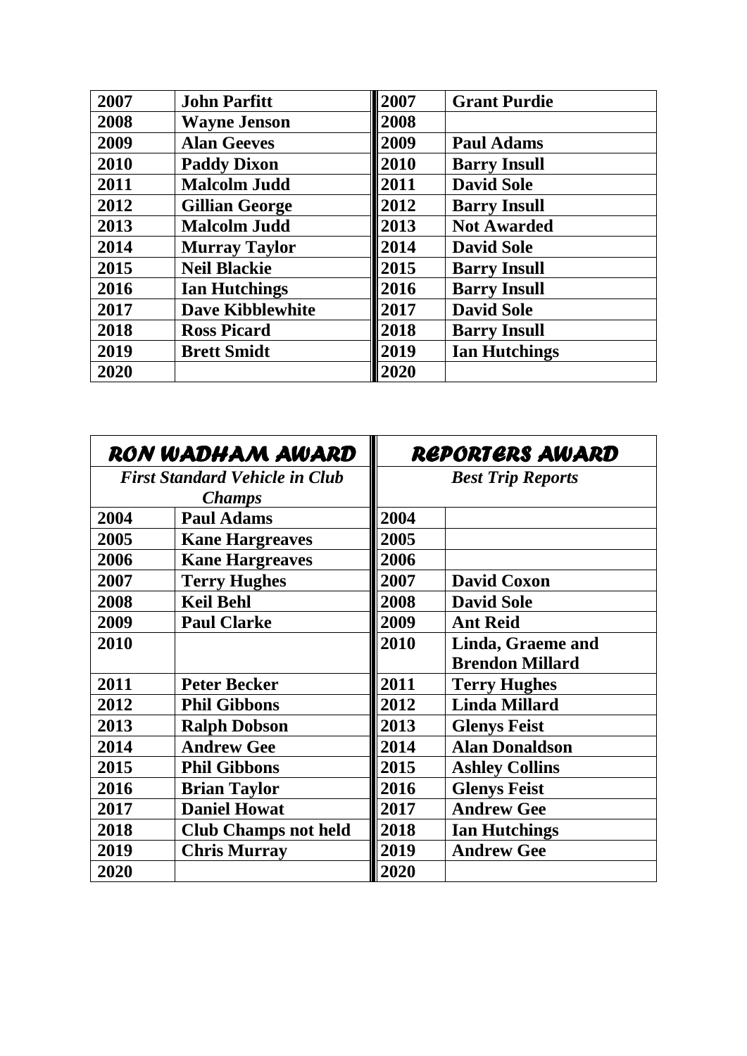| 2007 | John Parfitt | 2007 | Grant Purdie |
|---|---|---|---|
| 2008 | Wayne Jenson | 2008 | |
| 2009 | Alan Geeves | 2009 | Paul Adams |
| 2010 | Paddy Dixon | 2010 | Barry Insull |
| 2011 | Malcolm Judd | 2011 | David Sole |
| 2012 | Gillian George | 2012 | Barry Insull |
| 2013 | Malcolm Judd | 2013 | Not Awarded |
| 2014 | Murray Taylor | 2014 | David Sole |
| 2015 | Neil Blackie | 2015 | Barry Insull |
| 2016 | Ian Hutchings | 2016 | Barry Insull |
| 2017 | Dave Kibblewhite | 2017 | David Sole |
| 2018 | Ross Picard | 2018 | Barry Insull |
| 2019 | Brett Smidt | 2019 | Ian Hutchings |
| 2020 | | 2020 | |

| RON WADHAM AWARD | | REPORTERS AWARD | |
|---|---|---|---|
| *First Standard Vehicle in Club Champs* | | *Best Trip Reports* | |
| 2004 | Paul Adams | 2004 | |
| 2005 | Kane Hargreaves | 2005 | |
| 2006 | Kane Hargreaves | 2006 | |
| 2007 | Terry Hughes | 2007 | David Coxon |
| 2008 | Keil Behl | 2008 | David Sole |
| 2009 | Paul Clarke | 2009 | Ant Reid |
| 2010 | | 2010 | Linda, Graeme and Brendon Millard |
| 2011 | Peter Becker | 2011 | Terry Hughes |
| 2012 | Phil Gibbons | 2012 | Linda Millard |
| 2013 | Ralph Dobson | 2013 | Glenys Feist |
| 2014 | Andrew Gee | 2014 | Alan Donaldson |
| 2015 | Phil Gibbons | 2015 | Ashley Collins |
| 2016 | Brian Taylor | 2016 | Glenys Feist |
| 2017 | Daniel Howat | 2017 | Andrew Gee |
| 2018 | Club Champs not held | 2018 | Ian Hutchings |
| 2019 | Chris Murray | 2019 | Andrew Gee |
| 2020 | | 2020 | |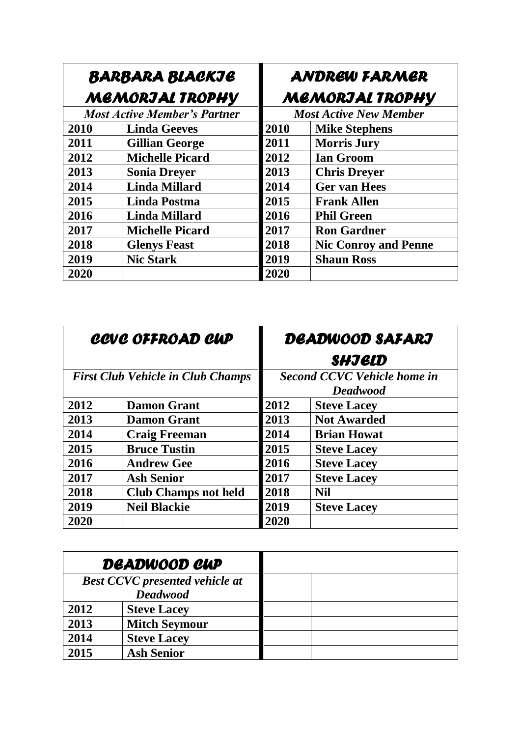| BARBARA BLACKIE MEMORIAL TROPHY | |
| --- | --- |
| *Most Active Member's Partner* | |
| **2010** | **Linda Geeves** |
| **2011** | **Gillian George** |
| **2012** | **Michelle Picard** |
| **2013** | **Sonia Dreyer** |
| **2014** | **Linda Millard** |
| **2015** | **Linda Postma** |
| **2016** | **Linda Millard** |
| **2017** | **Michelle Picard** |
| **2018** | **Glenys Feast** |
| **2019** | **Nic Stark** |
| **2020** | |

| ANDREW FARMER MEMORIAL TROPHY | |
| --- | --- |
| *Most Active New Member* | |
| **2010** | **Mike Stephens** |
| **2011** | **Morris Jury** |
| **2012** | **Ian Groom** |
| **2013** | **Chris Dreyer** |
| **2014** | **Ger van Hees** |
| **2015** | **Frank Allen** |
| **2016** | **Phil Green** |
| **2017** | **Ron Gardner** |
| **2018** | **Nic Conroy and Penne** |
| **2019** | **Shaun Ross** |
| **2020** | |

| CCVC OFFROAD CUP | |
| --- | --- |
| *First Club Vehicle in Club Champs* | |
| **2012** | **Damon Grant** |
| **2013** | **Damon Grant** |
| **2014** | **Craig Freeman** |
| **2015** | **Bruce Tustin** |
| **2016** | **Andrew Gee** |
| **2017** | **Ash Senior** |
| **2018** | **Club Champs not held** |
| **2019** | **Neil Blackie** |
| **2020** | |

| DEADWOOD SAFARI SHIELD | |
| --- | --- |
| *Second CCVC Vehicle home in Deadwood* | |
| **2012** | **Steve Lacey** |
| **2013** | **Not Awarded** |
| **2014** | **Brian Howat** |
| **2015** | **Steve Lacey** |
| **2016** | **Steve Lacey** |
| **2017** | **Steve Lacey** |
| **2018** | **Nil** |
| **2019** | **Steve Lacey** |
| **2020** | |

| DEADWOOD CUP | |
| --- | --- |
| *Best CCVC presented vehicle at Deadwood* | |
| **2012** | **Steve Lacey** |
| **2013** | **Mitch Seymour** |
| **2014** | **Steve Lacey** |
| **2015** | **Ash Senior** |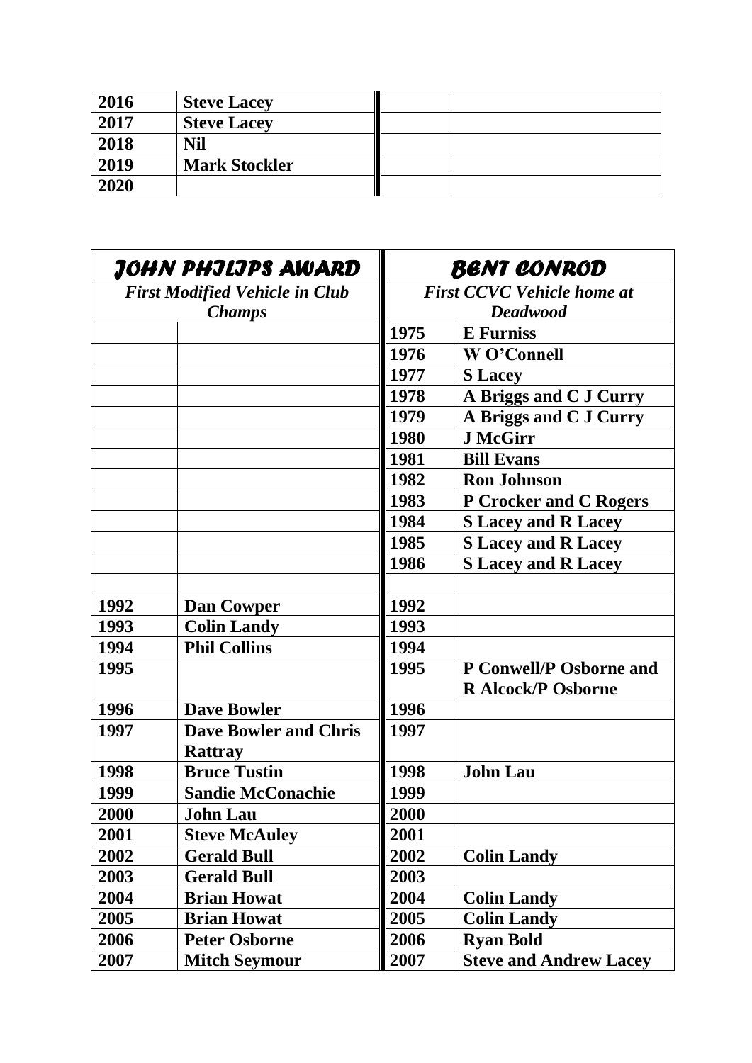| 2016 | **Steve Lacey** | | |
|---|---|---|---|
| **2017** | **Steve Lacey** | | |
| **2018** | **Nil** | | |
| **2019** | **Mark Stockler** | | |
| **2020** | | | |

| ***JOHN PHILIPS AWARD*** | | ***BENT CONROD*** | |
|---|---|---|---|
| ***First Modified Vehicle in Club Champs*** | | ***First CCVC Vehicle home at Deadwood*** | |
| | | **1975** | **E Furniss** |
| | | **1976** | **W O'Connell** |
| | | **1977** | **S Lacey** |
| | | **1978** | **A Briggs and C J Curry** |
| | | **1979** | **A Briggs and C J Curry** |
| | | **1980** | **J McGirr** |
| | | **1981** | **Bill Evans** |
| | | **1982** | **Ron Johnson** |
| | | **1983** | **P Crocker and C Rogers** |
| | | **1984** | **S Lacey and R Lacey** |
| | | **1985** | **S Lacey and R Lacey** |
| | | **1986** | **S Lacey and R Lacey** |
| | | | |
| **1992** | **Dan Cowper** | **1992** | |
| **1993** | **Colin Landy** | **1993** | |
| **1994** | **Phil Collins** | **1994** | |
| **1995** | | **1995** | **P Conwell/P Osborne and R Alcock/P Osborne** |
| **1996** | **Dave Bowler** | **1996** | |
| **1997** | **Dave Bowler and Chris Rattray** | **1997** | |
| **1998** | **Bruce Tustin** | **1998** | **John Lau** |
| **1999** | **Sandie McConachie** | **1999** | |
| **2000** | **John Lau** | **2000** | |
| **2001** | **Steve McAuley** | **2001** | |
| **2002** | **Gerald Bull** | **2002** | **Colin Landy** |
| **2003** | **Gerald Bull** | **2003** | |
| **2004** | **Brian Howat** | **2004** | **Colin Landy** |
| **2005** | **Brian Howat** | **2005** | **Colin Landy** |
| **2006** | **Peter Osborne** | **2006** | **Ryan Bold** |
| **2007** | **Mitch Seymour** | **2007** | **Steve and Andrew Lacey** |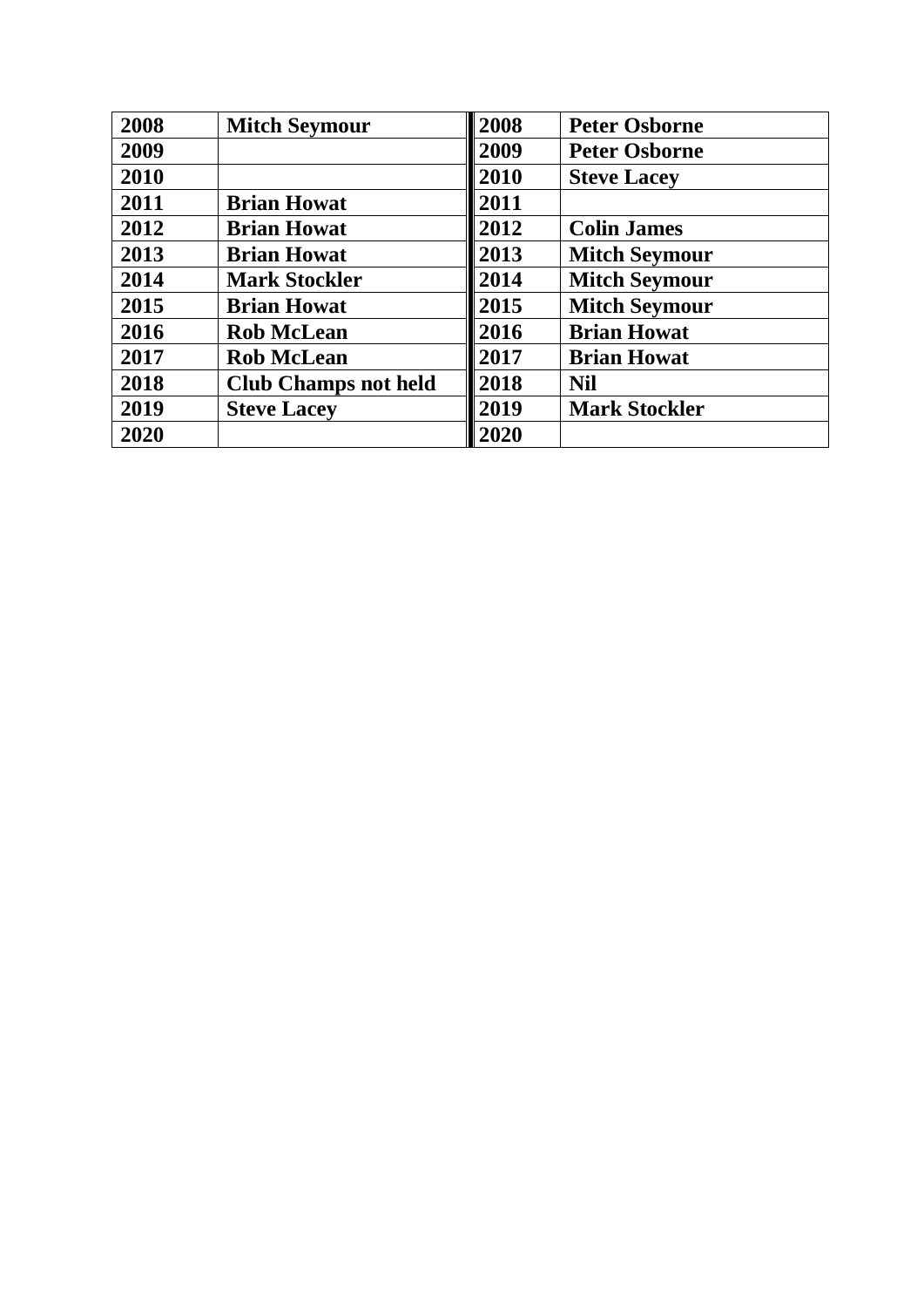| | | | |
|---|---|---|---|
| **2008** | **Mitch Seymour** | **2008** | **Peter Osborne** |
| **2009** | | **2009** | **Peter Osborne** |
| **2010** | | **2010** | **Steve Lacey** |
| **2011** | **Brian Howat** | **2011** | |
| **2012** | **Brian Howat** | **2012** | **Colin James** |
| **2013** | **Brian Howat** | **2013** | **Mitch Seymour** |
| **2014** | **Mark Stockler** | **2014** | **Mitch Seymour** |
| **2015** | **Brian Howat** | **2015** | **Mitch Seymour** |
| **2016** | **Rob McLean** | **2016** | **Brian Howat** |
| **2017** | **Rob McLean** | **2017** | **Brian Howat** |
| **2018** | **Club Champs not held** | **2018** | **Nil** |
| **2019** | **Steve Lacey** | **2019** | **Mark Stockler** |
| **2020** | | **2020** | |